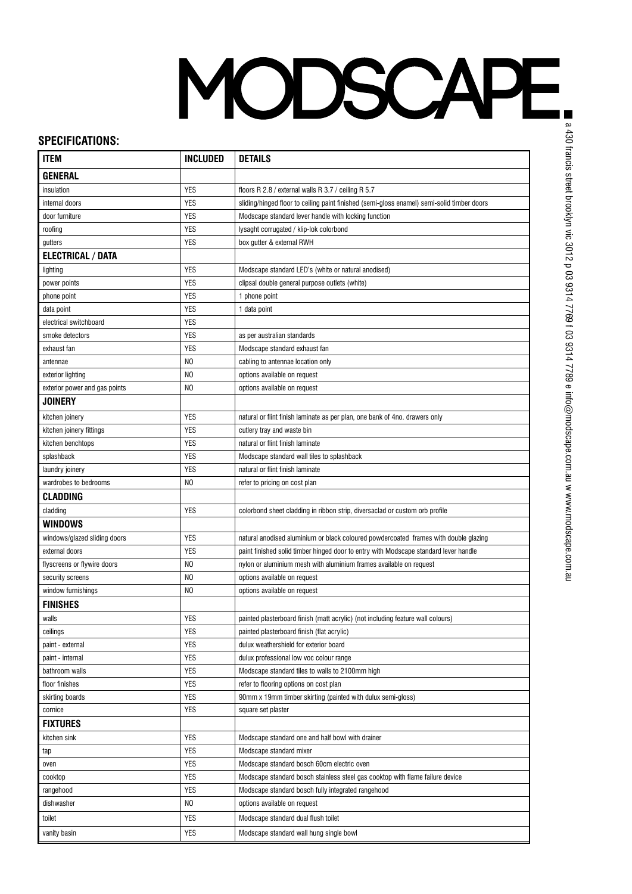# MODSCAPE.

a 430 francis street brooklyn vic 3012 p 03 9314 7769 f 03 9314 7789 e info@modscape.com.au w www.modscape.com.au

## SPECIFICATIONS:

| ITEM | INCLUDED | DETAILS |
|---|---|---|
| **GENERAL** | | |
| insulation | YES | floors R 2.8 / external walls R 3.7 / ceiling R 5.7 |
| internal doors | YES | sliding/hinged floor to ceiling paint finished (semi-gloss enamel) semi-solid timber doors |
| door furniture | YES | Modscape standard lever handle with locking function |
| roofing | YES | lysaght corrugated / klip-lok colorbond |
| gutters | YES | box gutter & external RWH |
| **ELECTRICAL / DATA** | | |
| lighting | YES | Modscape standard LED's (white or natural anodised) |
| power points | YES | clipsal double general purpose outlets (white) |
| phone point | YES | 1 phone point |
| data point | YES | 1 data point |
| electrical switchboard | YES | |
| smoke detectors | YES | as per australian standards |
| exhaust fan | YES | Modscape standard exhaust fan |
| antennae | NO | cabling to antennae location only |
| exterior lighting | NO | options available on request |
| exterior power and gas points | NO | options available on request |
| **JOINERY** | | |
| kitchen joinery | YES | natural or flint finish laminate as per plan, one bank of 4no. drawers only |
| kitchen joinery fittings | YES | cutlery tray and waste bin |
| kitchen benchtops | YES | natural or flint finish laminate |
| splashback | YES | Modscape standard wall tiles to splashback |
| laundry joinery | YES | natural or flint finish laminate |
| wardrobes to bedrooms | NO | refer to pricing on cost plan |
| **CLADDING** | | |
| cladding | YES | colorbond sheet cladding in ribbon strip, diversaclad or custom orb profile |
| **WINDOWS** | | |
| windows/glazed sliding doors | YES | natural anodised aluminium or black coloured powdercoated frames with double glazing |
| external doors | YES | paint finished solid timber hinged door to entry with Modscape standard lever handle |
| flyscreens or flywire doors | NO | nylon or aluminium mesh with aluminium frames available on request |
| security screens | NO | options available on request |
| window furnishings | NO | options available on request |
| **FINISHES** | | |
| walls | YES | painted plasterboard finish (matt acrylic) (not including feature wall colours) |
| ceilings | YES | painted plasterboard finish (flat acrylic) |
| paint - external | YES | dulux weathershield for exterior board |
| paint - internal | YES | dulux professional low voc colour range |
| bathroom walls | YES | Modscape standard tiles to walls to 2100mm high |
| floor finishes | YES | refer to flooring options on cost plan |
| skirting boards | YES | 90mm x 19mm timber skirting (painted with dulux semi-gloss) |
| cornice | YES | square set plaster |
| **FIXTURES** | | |
| kitchen sink | YES | Modscape standard one and half bowl with drainer |
| tap | YES | Modscape standard mixer |
| oven | YES | Modscape standard bosch 60cm electric oven |
| cooktop | YES | Modscape standard bosch stainless steel gas cooktop with flame failure device |
| rangehood | YES | Modscape standard bosch fully integrated rangehood |
| dishwasher | NO | options available on request |
| toilet | YES | Modscape standard dual flush toilet |
| vanity basin | YES | Modscape standard wall hung single bowl |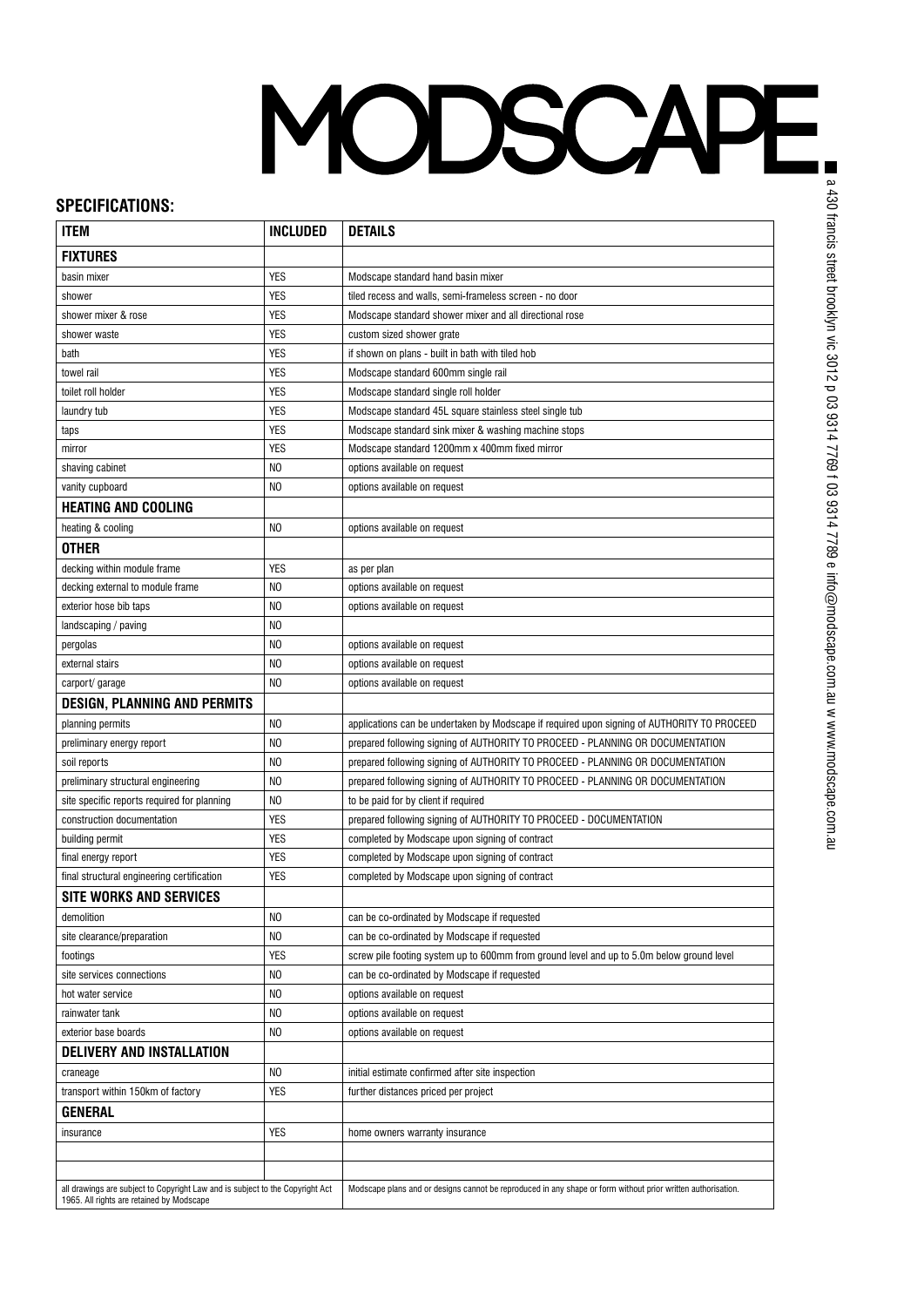# MODSCAPE.

a 430 francis street brooklyn vic 3012 p 03 9314 7769 f 03 9314 7789 e info@modscape.com.au w www.modscape.com.au

## SPECIFICATIONS:

| ITEM | INCLUDED | DETAILS |
|---|---|---|
| **FIXTURES** | | |
| basin mixer | YES | Modscape standard hand basin mixer |
| shower | YES | tiled recess and walls, semi-frameless screen - no door |
| shower mixer & rose | YES | Modscape standard shower mixer and all directional rose |
| shower waste | YES | custom sized shower grate |
| bath | YES | if shown on plans - built in bath with tiled hob |
| towel rail | YES | Modscape standard 600mm single rail |
| toilet roll holder | YES | Modscape standard single roll holder |
| laundry tub | YES | Modscape standard 45L square stainless steel single tub |
| taps | YES | Modscape standard sink mixer & washing machine stops |
| mirror | YES | Modscape standard 1200mm x 400mm fixed mirror |
| shaving cabinet | NO | options available on request |
| vanity cupboard | NO | options available on request |
| **HEATING AND COOLING** | | |
| heating & cooling | NO | options available on request |
| **OTHER** | | |
| decking within module frame | YES | as per plan |
| decking external to module frame | NO | options available on request |
| exterior hose bib taps | NO | options available on request |
| landscaping / paving | NO | |
| pergolas | NO | options available on request |
| external stairs | NO | options available on request |
| carport/ garage | NO | options available on request |
| **DESIGN, PLANNING AND PERMITS** | | |
| planning permits | NO | applications can be undertaken by Modscape if required upon signing of AUTHORITY TO PROCEED |
| preliminary energy report | NO | prepared following signing of AUTHORITY TO PROCEED - PLANNING OR DOCUMENTATION |
| soil reports | NO | prepared following signing of AUTHORITY TO PROCEED - PLANNING OR DOCUMENTATION |
| preliminary structural engineering | NO | prepared following signing of AUTHORITY TO PROCEED - PLANNING OR DOCUMENTATION |
| site specific reports required for planning | NO | to be paid for by client if required |
| construction documentation | YES | prepared following signing of AUTHORITY TO PROCEED - DOCUMENTATION |
| building permit | YES | completed by Modscape upon signing of contract |
| final energy report | YES | completed by Modscape upon signing of contract |
| final structural engineering certification | YES | completed by Modscape upon signing of contract |
| **SITE WORKS AND SERVICES** | | |
| demolition | NO | can be co-ordinated by Modscape if requested |
| site clearance/preparation | NO | can be co-ordinated by Modscape if requested |
| footings | YES | screw pile footing system up to 600mm from ground level and up to 5.0m below ground level |
| site services connections | NO | can be co-ordinated by Modscape if requested |
| hot water service | NO | options available on request |
| rainwater tank | NO | options available on request |
| exterior base boards | NO | options available on request |
| **DELIVERY AND INSTALLATION** | | |
| craneage | NO | initial estimate confirmed after site inspection |
| transport within 150km of factory | YES | further distances priced per project |
| **GENERAL** | | |
| insurance | YES | home owners warranty insurance |
| | | |
| | | |
| all drawings are subject to Copyright Law and is subject to the Copyright Act 1965. All rights are retained by Modscape | | Modscape plans and or designs cannot be reproduced in any shape or form without prior written authorisation. |